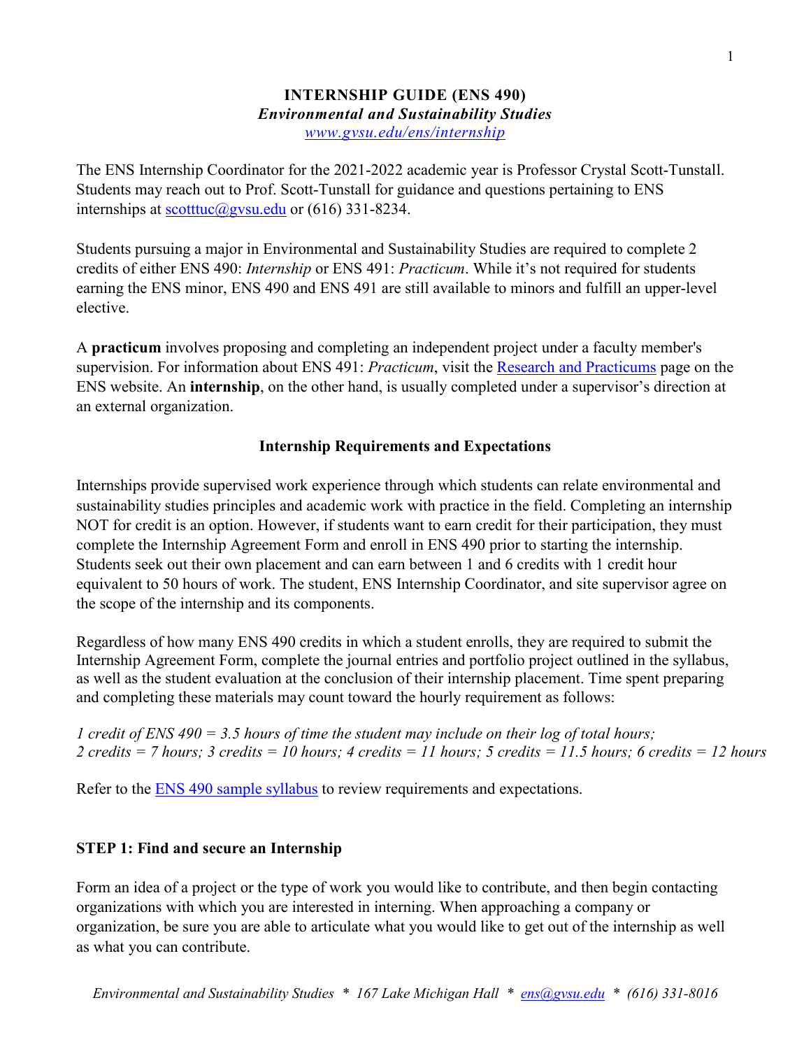# INTERNSHIP GUIDE (ENS 490)

***Environmental and Sustainability Studies***

*[www.gvsu.edu/ens/internship](www.gvsu.edu/ens/internship)*

The ENS Internship Coordinator for the 2021-2022 academic year is Professor Crystal Scott-Tunstall. Students may reach out to Prof. Scott-Tunstall for guidance and questions pertaining to ENS internships at scotttuc@gvsu.edu or (616) 331-8234.

Students pursuing a major in Environmental and Sustainability Studies are required to complete 2 credits of either ENS 490: *Internship* or ENS 491: *Practicum*. While it's not required for students earning the ENS minor, ENS 490 and ENS 491 are still available to minors and fulfill an upper-level elective.

A **practicum** involves proposing and completing an independent project under a faculty member's supervision. For information about ENS 491: *Practicum*, visit the Research and Practicums page on the ENS website. An **internship**, on the other hand, is usually completed under a supervisor's direction at an external organization.

## Internship Requirements and Expectations

Internships provide supervised work experience through which students can relate environmental and sustainability studies principles and academic work with practice in the field. Completing an internship NOT for credit is an option. However, if students want to earn credit for their participation, they must complete the Internship Agreement Form and enroll in ENS 490 prior to starting the internship. Students seek out their own placement and can earn between 1 and 6 credits with 1 credit hour equivalent to 50 hours of work. The student, ENS Internship Coordinator, and site supervisor agree on the scope of the internship and its components.

Regardless of how many ENS 490 credits in which a student enrolls, they are required to submit the Internship Agreement Form, complete the journal entries and portfolio project outlined in the syllabus, as well as the student evaluation at the conclusion of their internship placement. Time spent preparing and completing these materials may count toward the hourly requirement as follows:

*1 credit of ENS 490 = 3.5 hours of time the student may include on their log of total hours;*
*2 credits = 7 hours; 3 credits = 10 hours; 4 credits = 11 hours; 5 credits = 11.5 hours; 6 credits = 12 hours*

Refer to the ENS 490 sample syllabus to review requirements and expectations.

### STEP 1: Find and secure an Internship

Form an idea of a project or the type of work you would like to contribute, and then begin contacting organizations with which you are interested in interning. When approaching a company or organization, be sure you are able to articulate what you would like to get out of the internship as well as what you can contribute.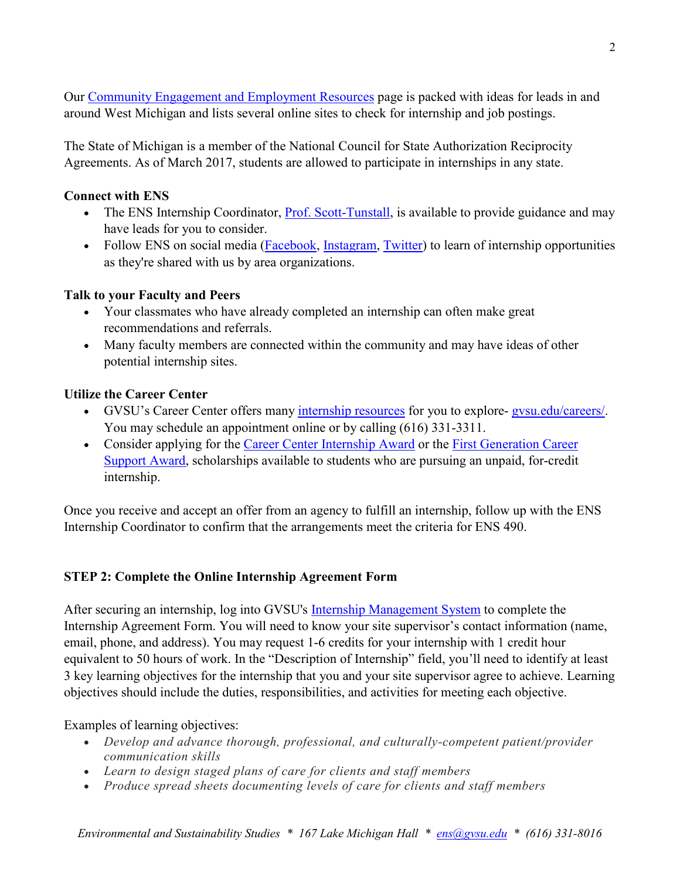Our Community Engagement and Employment Resources page is packed with ideas for leads in and around West Michigan and lists several online sites to check for internship and job postings.

The State of Michigan is a member of the National Council for State Authorization Reciprocity Agreements. As of March 2017, students are allowed to participate in internships in any state.

**Connect with ENS**

- The ENS Internship Coordinator, Prof. Scott-Tunstall, is available to provide guidance and may have leads for you to consider.
- Follow ENS on social media (Facebook, Instagram, Twitter) to learn of internship opportunities as they're shared with us by area organizations.

**Talk to your Faculty and Peers**

- Your classmates who have already completed an internship can often make great recommendations and referrals.
- Many faculty members are connected within the community and may have ideas of other potential internship sites.

**Utilize the Career Center**

- GVSU's Career Center offers many internship resources for you to explore- gvsu.edu/careers/. You may schedule an appointment online or by calling (616) 331-3311.
- Consider applying for the Career Center Internship Award or the First Generation Career Support Award, scholarships available to students who are pursuing an unpaid, for-credit internship.

Once you receive and accept an offer from an agency to fulfill an internship, follow up with the ENS Internship Coordinator to confirm that the arrangements meet the criteria for ENS 490.

## STEP 2: Complete the Online Internship Agreement Form

After securing an internship, log into GVSU's Internship Management System to complete the Internship Agreement Form. You will need to know your site supervisor's contact information (name, email, phone, and address). You may request 1-6 credits for your internship with 1 credit hour equivalent to 50 hours of work. In the "Description of Internship" field, you'll need to identify at least 3 key learning objectives for the internship that you and your site supervisor agree to achieve. Learning objectives should include the duties, responsibilities, and activities for meeting each objective.

Examples of learning objectives:

- *Develop and advance thorough, professional, and culturally-competent patient/provider communication skills*
- *Learn to design staged plans of care for clients and staff members*
- *Produce spread sheets documenting levels of care for clients and staff members*

*Environmental and Sustainability Studies * 167 Lake Michigan Hall * ens@gvsu.edu * (616) 331-8016*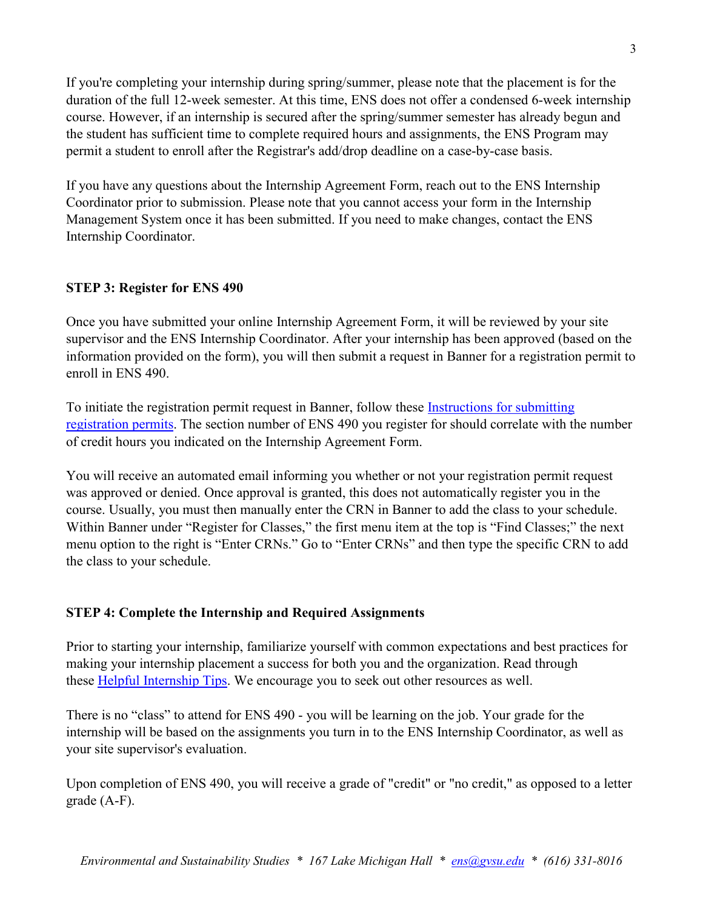If you're completing your internship during spring/summer, please note that the placement is for the duration of the full 12-week semester. At this time, ENS does not offer a condensed 6-week internship course. However, if an internship is secured after the spring/summer semester has already begun and the student has sufficient time to complete required hours and assignments, the ENS Program may permit a student to enroll after the Registrar's add/drop deadline on a case-by-case basis.

If you have any questions about the Internship Agreement Form, reach out to the ENS Internship Coordinator prior to submission. Please note that you cannot access your form in the Internship Management System once it has been submitted. If you need to make changes, contact the ENS Internship Coordinator.

**STEP 3: Register for ENS 490**

Once you have submitted your online Internship Agreement Form, it will be reviewed by your site supervisor and the ENS Internship Coordinator. After your internship has been approved (based on the information provided on the form), you will then submit a request in Banner for a registration permit to enroll in ENS 490.

To initiate the registration permit request in Banner, follow these Instructions for submitting registration permits. The section number of ENS 490 you register for should correlate with the number of credit hours you indicated on the Internship Agreement Form.

You will receive an automated email informing you whether or not your registration permit request was approved or denied. Once approval is granted, this does not automatically register you in the course. Usually, you must then manually enter the CRN in Banner to add the class to your schedule. Within Banner under "Register for Classes," the first menu item at the top is "Find Classes;" the next menu option to the right is "Enter CRNs." Go to "Enter CRNs" and then type the specific CRN to add the class to your schedule.

**STEP 4: Complete the Internship and Required Assignments**

Prior to starting your internship, familiarize yourself with common expectations and best practices for making your internship placement a success for both you and the organization. Read through these Helpful Internship Tips. We encourage you to seek out other resources as well.

There is no "class" to attend for ENS 490 - you will be learning on the job. Your grade for the internship will be based on the assignments you turn in to the ENS Internship Coordinator, as well as your site supervisor's evaluation.

Upon completion of ENS 490, you will receive a grade of "credit" or "no credit," as opposed to a letter grade (A-F).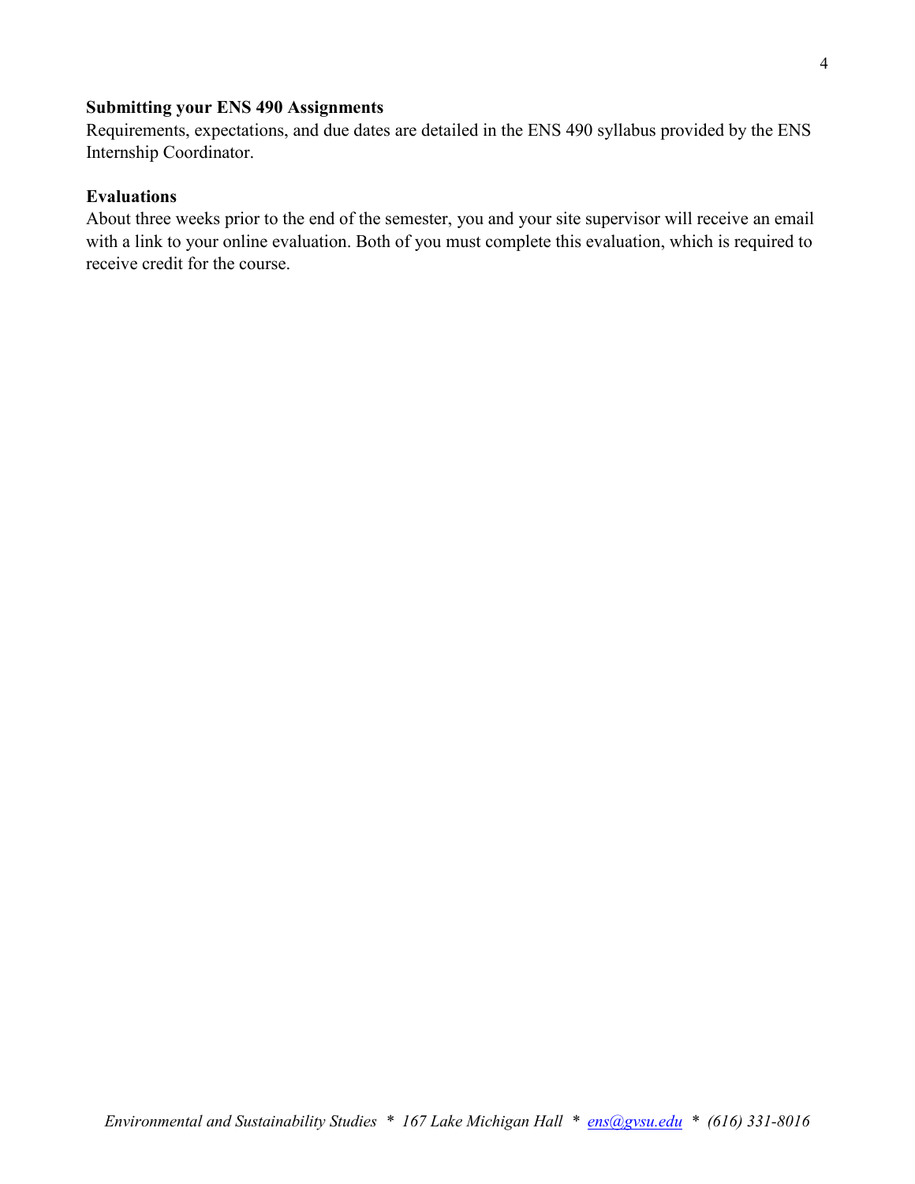**Submitting your ENS 490 Assignments**

Requirements, expectations, and due dates are detailed in the ENS 490 syllabus provided by the ENS Internship Coordinator.

**Evaluations**

About three weeks prior to the end of the semester, you and your site supervisor will receive an email with a link to your online evaluation. Both of you must complete this evaluation, which is required to receive credit for the course.